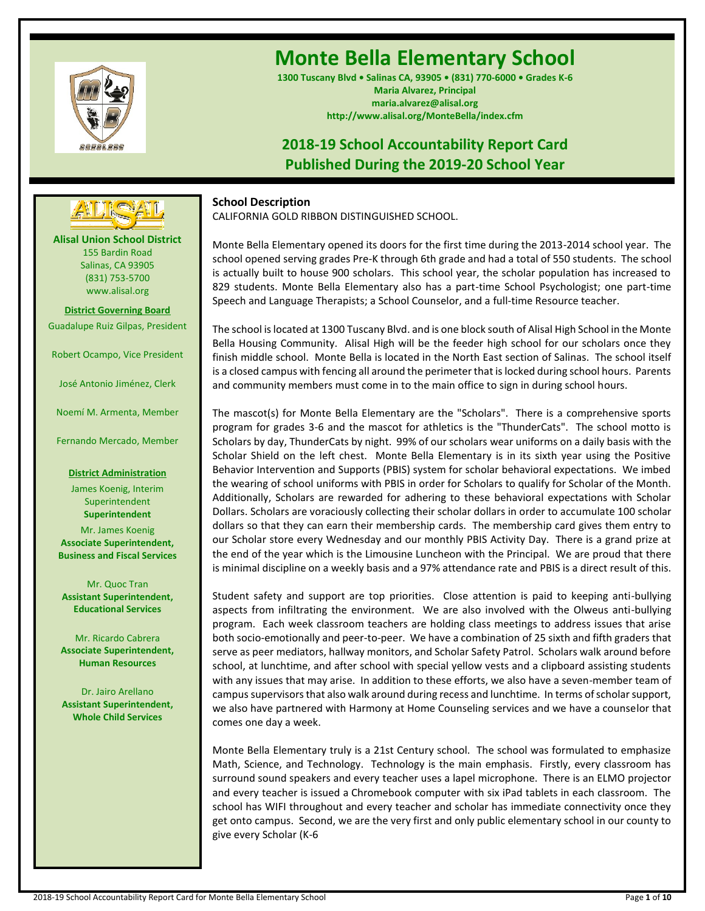# Monte Bella Elementary School

**1300 Tuscany Blvd • Salinas CA, 93905 • (831) 770-6000 • Grades K-6**
**Maria Alvarez, Principal**
**maria.alvarez@alisal.org**
**http://www.alisal.org/MonteBella/index.cfm**

## 2018-19 School Accountability Report Card
## Published During the 2019-20 School Year

**Alisal Union School District**
155 Bardin Road
Salinas, CA 93905
(831) 753-5700
www.alisal.org

**District Governing Board**

Guadalupe Ruiz Gilpas, President

Robert Ocampo, Vice President

José Antonio Jiménez, Clerk

Noemí M. Armenta, Member

Fernando Mercado, Member

**District Administration**

James Koenig, Interim Superintendent
**Superintendent**

Mr. James Koenig
**Associate Superintendent, Business and Fiscal Services**

Mr. Quoc Tran
**Assistant Superintendent, Educational Services**

Mr. Ricardo Cabrera
**Associate Superintendent, Human Resources**

Dr. Jairo Arellano
**Assistant Superintendent, Whole Child Services**

### School Description

CALIFORNIA GOLD RIBBON DISTINGUISHED SCHOOL.

Monte Bella Elementary opened its doors for the first time during the 2013-2014 school year. The school opened serving grades Pre-K through 6th grade and had a total of 550 students. The school is actually built to house 900 scholars. This school year, the scholar population has increased to 829 students. Monte Bella Elementary also has a part-time School Psychologist; one part-time Speech and Language Therapists; a School Counselor, and a full-time Resource teacher.

The school is located at 1300 Tuscany Blvd. and is one block south of Alisal High School in the Monte Bella Housing Community. Alisal High will be the feeder high school for our scholars once they finish middle school. Monte Bella is located in the North East section of Salinas. The school itself is a closed campus with fencing all around the perimeter that is locked during school hours. Parents and community members must come in to the main office to sign in during school hours.

The mascot(s) for Monte Bella Elementary are the "Scholars". There is a comprehensive sports program for grades 3-6 and the mascot for athletics is the "ThunderCats". The school motto is Scholars by day, ThunderCats by night. 99% of our scholars wear uniforms on a daily basis with the Scholar Shield on the left chest. Monte Bella Elementary is in its sixth year using the Positive Behavior Intervention and Supports (PBIS) system for scholar behavioral expectations. We imbed the wearing of school uniforms with PBIS in order for Scholars to qualify for Scholar of the Month. Additionally, Scholars are rewarded for adhering to these behavioral expectations with Scholar Dollars. Scholars are voraciously collecting their scholar dollars in order to accumulate 100 scholar dollars so that they can earn their membership cards. The membership card gives them entry to our Scholar store every Wednesday and our monthly PBIS Activity Day. There is a grand prize at the end of the year which is the Limousine Luncheon with the Principal. We are proud that there is minimal discipline on a weekly basis and a 97% attendance rate and PBIS is a direct result of this.

Student safety and support are top priorities. Close attention is paid to keeping anti-bullying aspects from infiltrating the environment. We are also involved with the Olweus anti-bullying program. Each week classroom teachers are holding class meetings to address issues that arise both socio-emotionally and peer-to-peer. We have a combination of 25 sixth and fifth graders that serve as peer mediators, hallway monitors, and Scholar Safety Patrol. Scholars walk around before school, at lunchtime, and after school with special yellow vests and a clipboard assisting students with any issues that may arise. In addition to these efforts, we also have a seven-member team of campus supervisors that also walk around during recess and lunchtime. In terms of scholar support, we also have partnered with Harmony at Home Counseling services and we have a counselor that comes one day a week.

Monte Bella Elementary truly is a 21st Century school. The school was formulated to emphasize Math, Science, and Technology. Technology is the main emphasis. Firstly, every classroom has surround sound speakers and every teacher uses a lapel microphone. There is an ELMO projector and every teacher is issued a Chromebook computer with six iPad tablets in each classroom. The school has WIFI throughout and every teacher and scholar has immediate connectivity once they get onto campus. Second, we are the very first and only public elementary school in our county to give every Scholar (K-6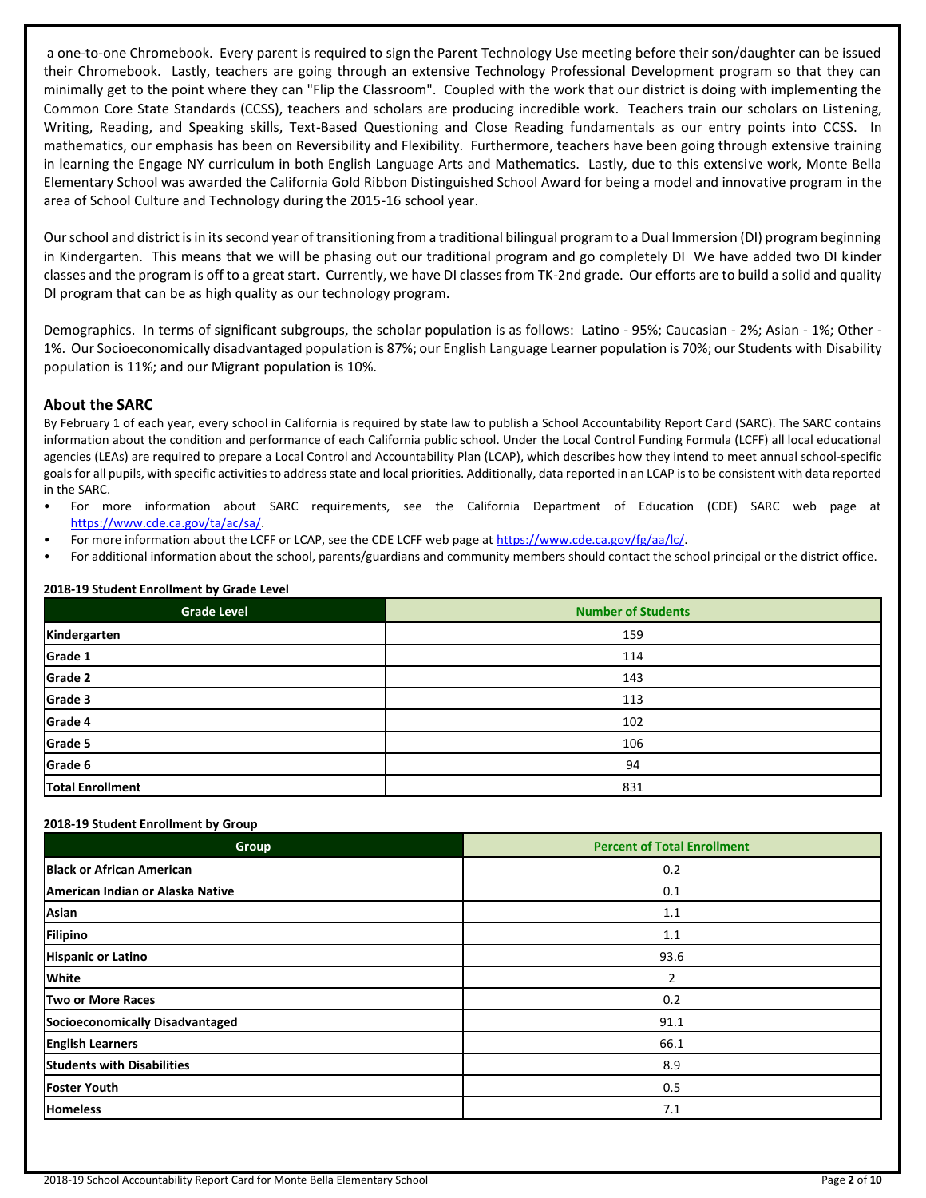a one-to-one Chromebook. Every parent is required to sign the Parent Technology Use meeting before their son/daughter can be issued their Chromebook. Lastly, teachers are going through an extensive Technology Professional Development program so that they can minimally get to the point where they can "Flip the Classroom". Coupled with the work that our district is doing with implementing the Common Core State Standards (CCSS), teachers and scholars are producing incredible work. Teachers train our scholars on Listening, Writing, Reading, and Speaking skills, Text-Based Questioning and Close Reading fundamentals as our entry points into CCSS. In mathematics, our emphasis has been on Reversibility and Flexibility. Furthermore, teachers have been going through extensive training in learning the Engage NY curriculum in both English Language Arts and Mathematics. Lastly, due to this extensive work, Monte Bella Elementary School was awarded the California Gold Ribbon Distinguished School Award for being a model and innovative program in the area of School Culture and Technology during the 2015-16 school year.

Our school and district is in its second year of transitioning from a traditional bilingual program to a Dual Immersion (DI) program beginning in Kindergarten. This means that we will be phasing out our traditional program and go completely DI We have added two DI kinder classes and the program is off to a great start. Currently, we have DI classes from TK-2nd grade. Our efforts are to build a solid and quality DI program that can be as high quality as our technology program.

Demographics. In terms of significant subgroups, the scholar population is as follows: Latino - 95%; Caucasian - 2%; Asian - 1%; Other - 1%. Our Socioeconomically disadvantaged population is 87%; our English Language Learner population is 70%; our Students with Disability population is 11%; and our Migrant population is 10%.

## About the SARC

By February 1 of each year, every school in California is required by state law to publish a School Accountability Report Card (SARC). The SARC contains information about the condition and performance of each California public school. Under the Local Control Funding Formula (LCFF) all local educational agencies (LEAs) are required to prepare a Local Control and Accountability Plan (LCAP), which describes how they intend to meet annual school-specific goals for all pupils, with specific activities to address state and local priorities. Additionally, data reported in an LCAP is to be consistent with data reported in the SARC.

- For more information about SARC requirements, see the California Department of Education (CDE) SARC web page at https://www.cde.ca.gov/ta/ac/sa/.
- For more information about the LCFF or LCAP, see the CDE LCFF web page at https://www.cde.ca.gov/fg/aa/lc/.
- For additional information about the school, parents/guardians and community members should contact the school principal or the district office.

**2018-19 Student Enrollment by Grade Level**

| Grade Level | Number of Students |
|---|---|
| Kindergarten | 159 |
| Grade 1 | 114 |
| Grade 2 | 143 |
| Grade 3 | 113 |
| Grade 4 | 102 |
| Grade 5 | 106 |
| Grade 6 | 94 |
| Total Enrollment | 831 |

**2018-19 Student Enrollment by Group**

| Group | Percent of Total Enrollment |
|---|---|
| Black or African American | 0.2 |
| American Indian or Alaska Native | 0.1 |
| Asian | 1.1 |
| Filipino | 1.1 |
| Hispanic or Latino | 93.6 |
| White | 2 |
| Two or More Races | 0.2 |
| Socioeconomically Disadvantaged | 91.1 |
| English Learners | 66.1 |
| Students with Disabilities | 8.9 |
| Foster Youth | 0.5 |
| Homeless | 7.1 |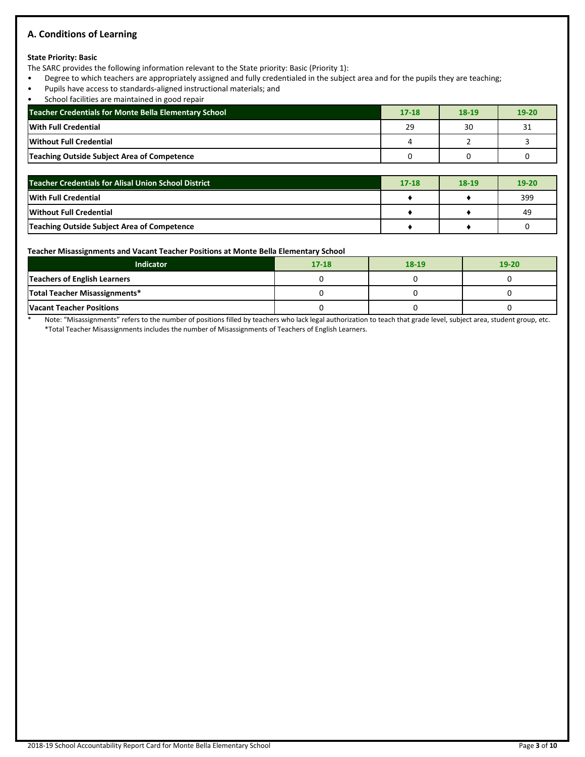## A. Conditions of Learning

**State Priority: Basic**

The SARC provides the following information relevant to the State priority: Basic (Priority 1):

- Degree to which teachers are appropriately assigned and fully credentialed in the subject area and for the pupils they are teaching;
- Pupils have access to standards-aligned instructional materials; and
- School facilities are maintained in good repair

| Teacher Credentials for Monte Bella Elementary School | 17-18 | 18-19 | 19-20 |
|---|---|---|---|
| With Full Credential | 29 | 30 | 31 |
| Without Full Credential | 4 | 2 | 3 |
| Teaching Outside Subject Area of Competence | 0 | 0 | 0 |

| Teacher Credentials for Alisal Union School District | 17-18 | 18-19 | 19-20 |
|---|---|---|---|
| With Full Credential | ♦ | ♦ | 399 |
| Without Full Credential | ♦ | ♦ | 49 |
| Teaching Outside Subject Area of Competence | ♦ | ♦ | 0 |

**Teacher Misassignments and Vacant Teacher Positions at Monte Bella Elementary School**

| Indicator | 17-18 | 18-19 | 19-20 |
|---|---|---|---|
| Teachers of English Learners | 0 | 0 | 0 |
| Total Teacher Misassignments* | 0 | 0 | 0 |
| Vacant Teacher Positions | 0 | 0 | 0 |

\* Note: "Misassignments" refers to the number of positions filled by teachers who lack legal authorization to teach that grade level, subject area, student group, etc.
*Total Teacher Misassignments includes the number of Misassignments of Teachers of English Learners.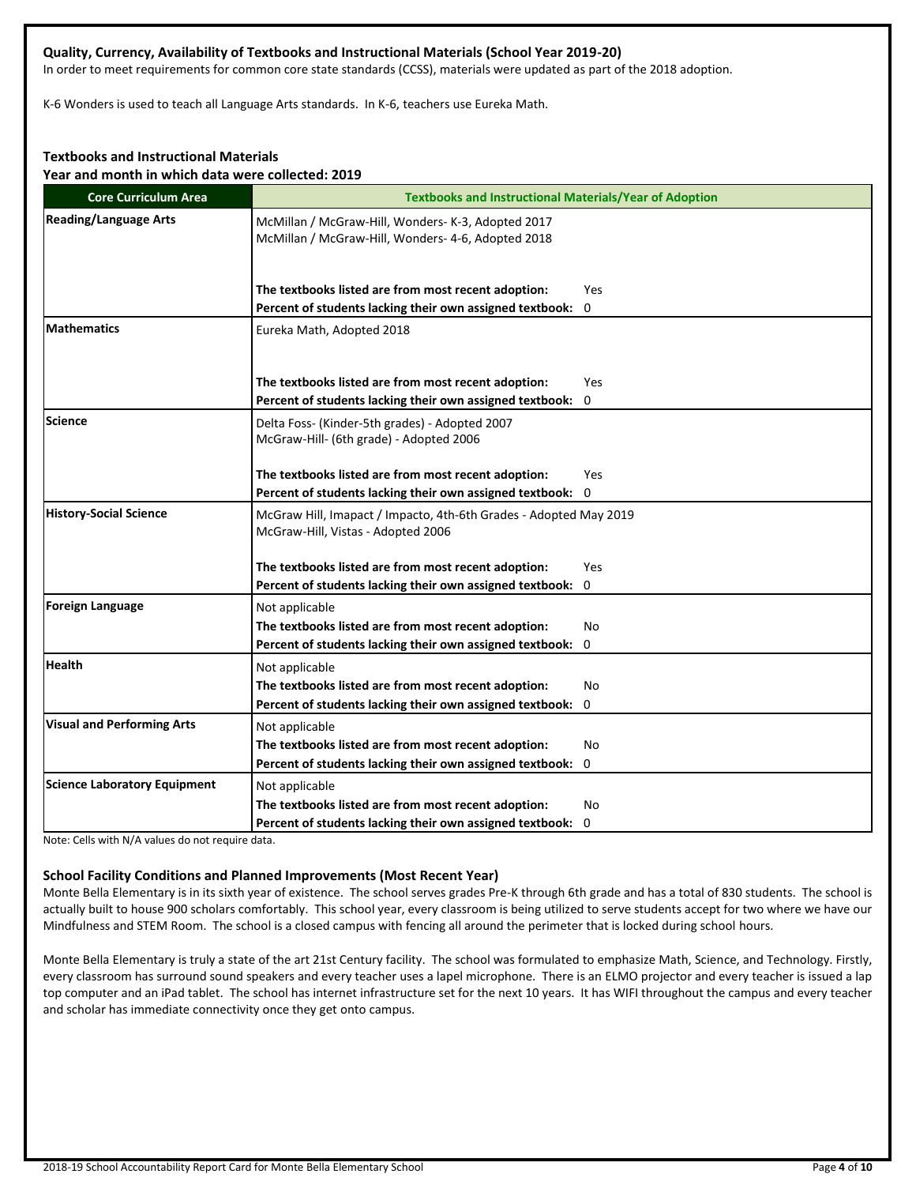### Quality, Currency, Availability of Textbooks and Instructional Materials (School Year 2019-20)

In order to meet requirements for common core state standards (CCSS), materials were updated as part of the 2018 adoption.

K-6 Wonders is used to teach all Language Arts standards. In K-6, teachers use Eureka Math.

### Textbooks and Instructional Materials

**Year and month in which data were collected: 2019**

| Core Curriculum Area | Textbooks and Instructional Materials/Year of Adoption |
|---|---|
| **Reading/Language Arts** | McMillan / McGraw-Hill, Wonders- K-3, Adopted 2017<br>McMillan / McGraw-Hill, Wonders- 4-6, Adopted 2018<br><br>**The textbooks listed are from most recent adoption:** Yes<br>**Percent of students lacking their own assigned textbook:** 0 |
| **Mathematics** | Eureka Math, Adopted 2018<br><br>**The textbooks listed are from most recent adoption:** Yes<br>**Percent of students lacking their own assigned textbook:** 0 |
| **Science** | Delta Foss- (Kinder-5th grades) - Adopted 2007<br>McGraw-Hill- (6th grade) - Adopted 2006<br><br>**The textbooks listed are from most recent adoption:** Yes<br>**Percent of students lacking their own assigned textbook:** 0 |
| **History-Social Science** | McGraw Hill, Imapact / Impacto, 4th-6th Grades - Adopted May 2019<br>McGraw-Hill, Vistas - Adopted 2006<br><br>**The textbooks listed are from most recent adoption:** Yes<br>**Percent of students lacking their own assigned textbook:** 0 |
| **Foreign Language** | Not applicable<br>**The textbooks listed are from most recent adoption:** No<br>**Percent of students lacking their own assigned textbook:** 0 |
| **Health** | Not applicable<br>**The textbooks listed are from most recent adoption:** No<br>**Percent of students lacking their own assigned textbook:** 0 |
| **Visual and Performing Arts** | Not applicable<br>**The textbooks listed are from most recent adoption:** No<br>**Percent of students lacking their own assigned textbook:** 0 |
| **Science Laboratory Equipment** | Not applicable<br>**The textbooks listed are from most recent adoption:** No<br>**Percent of students lacking their own assigned textbook:** 0 |

Note: Cells with N/A values do not require data.

### School Facility Conditions and Planned Improvements (Most Recent Year)

Monte Bella Elementary is in its sixth year of existence. The school serves grades Pre-K through 6th grade and has a total of 830 students. The school is actually built to house 900 scholars comfortably. This school year, every classroom is being utilized to serve students accept for two where we have our Mindfulness and STEM Room. The school is a closed campus with fencing all around the perimeter that is locked during school hours.

Monte Bella Elementary is truly a state of the art 21st Century facility. The school was formulated to emphasize Math, Science, and Technology. Firstly, every classroom has surround sound speakers and every teacher uses a lapel microphone. There is an ELMO projector and every teacher is issued a lap top computer and an iPad tablet. The school has internet infrastructure set for the next 10 years. It has WIFI throughout the campus and every teacher and scholar has immediate connectivity once they get onto campus.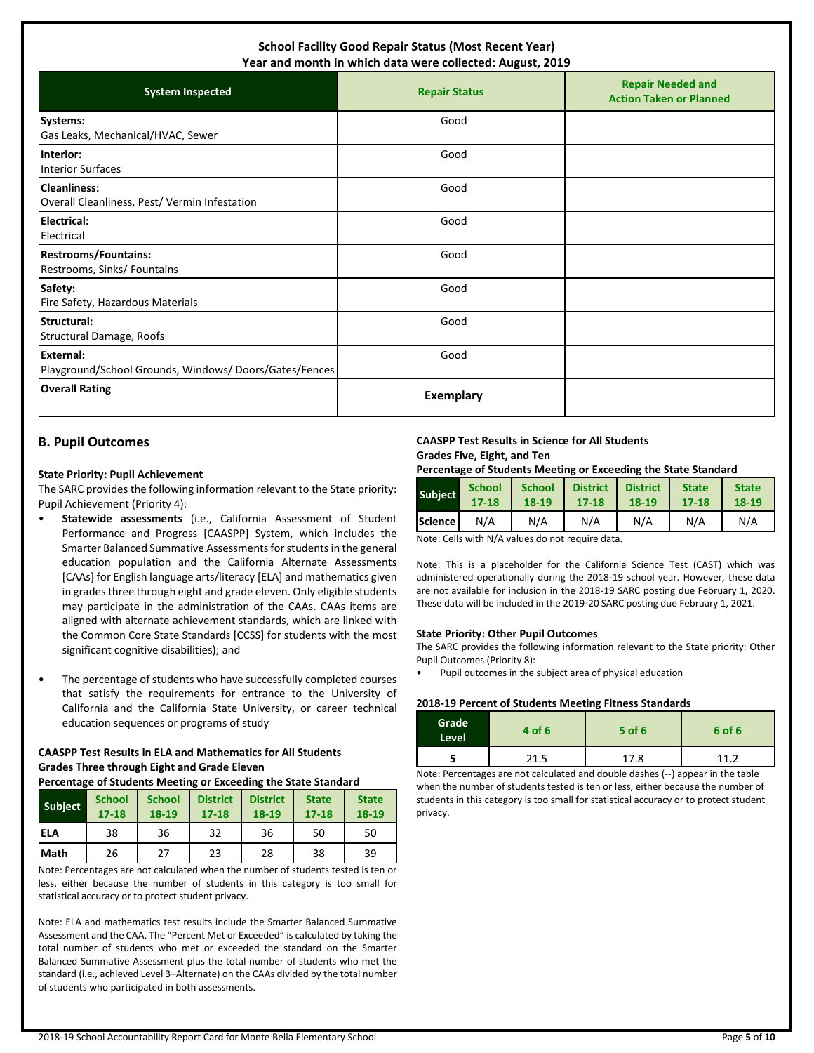**School Facility Good Repair Status (Most Recent Year)**
**Year and month in which data were collected: August, 2019**

| System Inspected | Repair Status | Repair Needed and Action Taken or Planned |
|---|---|---|
| **Systems:** Gas Leaks, Mechanical/HVAC, Sewer | Good | |
| **Interior:** Interior Surfaces | Good | |
| **Cleanliness:** Overall Cleanliness, Pest/ Vermin Infestation | Good | |
| **Electrical:** Electrical | Good | |
| **Restrooms/Fountains:** Restrooms, Sinks/ Fountains | Good | |
| **Safety:** Fire Safety, Hazardous Materials | Good | |
| **Structural:** Structural Damage, Roofs | Good | |
| **External:** Playground/School Grounds, Windows/ Doors/Gates/Fences | Good | |
| **Overall Rating** | **Exemplary** | |

## B. Pupil Outcomes

**State Priority: Pupil Achievement**

The SARC provides the following information relevant to the State priority: Pupil Achievement (Priority 4):

- **Statewide assessments** (i.e., California Assessment of Student Performance and Progress [CAASPP] System, which includes the Smarter Balanced Summative Assessments for students in the general education population and the California Alternate Assessments [CAAs] for English language arts/literacy [ELA] and mathematics given in grades three through eight and grade eleven. Only eligible students may participate in the administration of the CAAs. CAAs items are aligned with alternate achievement standards, which are linked with the Common Core State Standards [CCSS] for students with the most significant cognitive disabilities); and
- The percentage of students who have successfully completed courses that satisfy the requirements for entrance to the University of California and the California State University, or career technical education sequences or programs of study

**CAASPP Test Results in ELA and Mathematics for All Students**
**Grades Three through Eight and Grade Eleven**
**Percentage of Students Meeting or Exceeding the State Standard**

| Subject | School 17-18 | School 18-19 | District 17-18 | District 18-19 | State 17-18 | State 18-19 |
|---|---|---|---|---|---|---|
| ELA | 38 | 36 | 32 | 36 | 50 | 50 |
| Math | 26 | 27 | 23 | 28 | 38 | 39 |

Note: Percentages are not calculated when the number of students tested is ten or less, either because the number of students in this category is too small for statistical accuracy or to protect student privacy.

Note: ELA and mathematics test results include the Smarter Balanced Summative Assessment and the CAA. The "Percent Met or Exceeded" is calculated by taking the total number of students who met or exceeded the standard on the Smarter Balanced Summative Assessment plus the total number of students who met the standard (i.e., achieved Level 3–Alternate) on the CAAs divided by the total number of students who participated in both assessments.

**CAASPP Test Results in Science for All Students**
**Grades Five, Eight, and Ten**
**Percentage of Students Meeting or Exceeding the State Standard**

| Subject | School 17-18 | School 18-19 | District 17-18 | District 18-19 | State 17-18 | State 18-19 |
|---|---|---|---|---|---|---|
| Science | N/A | N/A | N/A | N/A | N/A | N/A |

Note: Cells with N/A values do not require data.

Note: This is a placeholder for the California Science Test (CAST) which was administered operationally during the 2018-19 school year. However, these data are not available for inclusion in the 2018-19 SARC posting due February 1, 2020. These data will be included in the 2019-20 SARC posting due February 1, 2021.

**State Priority: Other Pupil Outcomes**

The SARC provides the following information relevant to the State priority: Other Pupil Outcomes (Priority 8):

- Pupil outcomes in the subject area of physical education

**2018-19 Percent of Students Meeting Fitness Standards**

| Grade Level | 4 of 6 | 5 of 6 | 6 of 6 |
|---|---|---|---|
| 5 | 21.5 | 17.8 | 11.2 |

Note: Percentages are not calculated and double dashes (--) appear in the table when the number of students tested is ten or less, either because the number of students in this category is too small for statistical accuracy or to protect student privacy.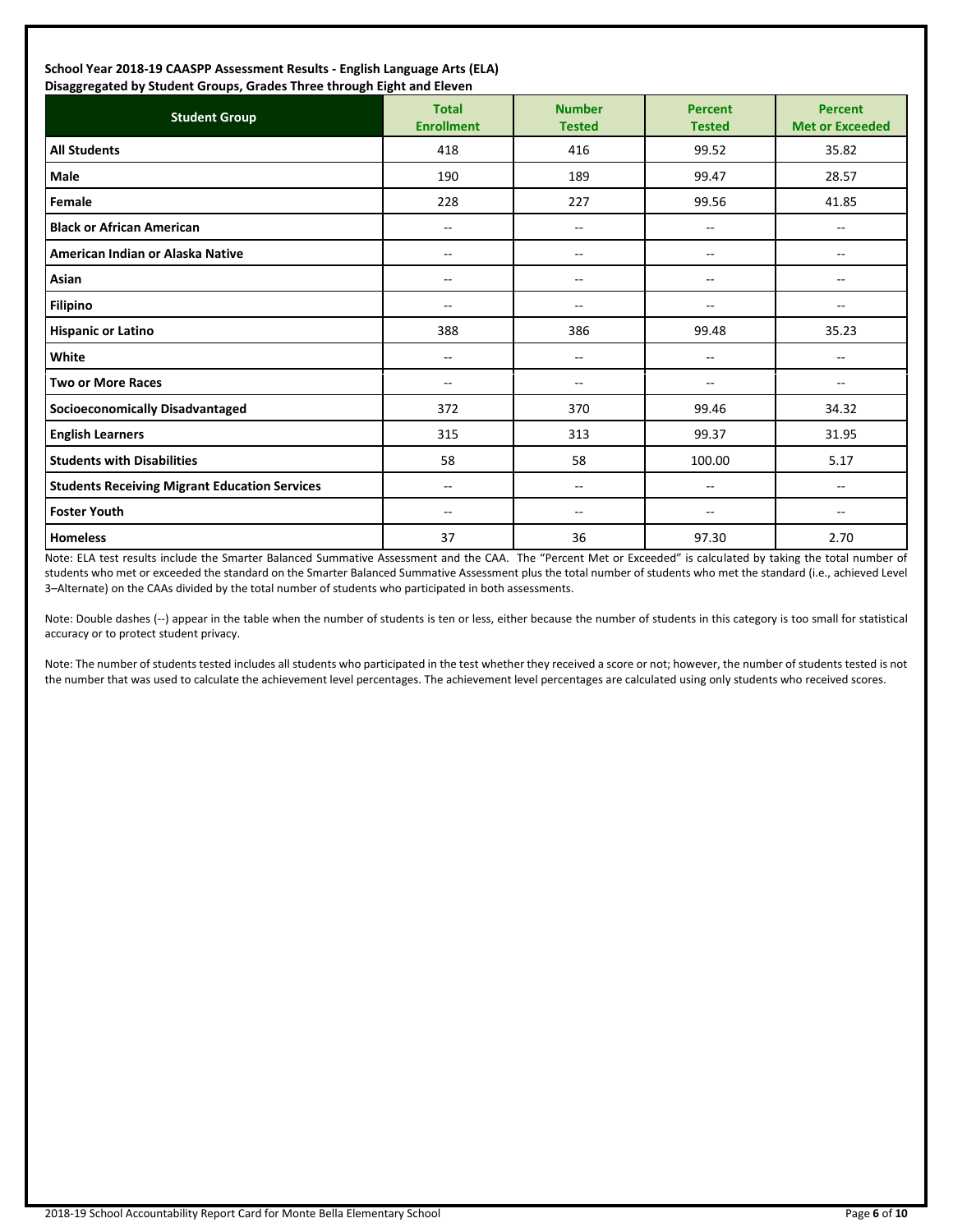**School Year 2018-19 CAASPP Assessment Results - English Language Arts (ELA)**
**Disaggregated by Student Groups, Grades Three through Eight and Eleven**

| Student Group | Total Enrollment | Number Tested | Percent Tested | Percent Met or Exceeded |
|---|---|---|---|---|
| **All Students** | 418 | 416 | 99.52 | 35.82 |
| **Male** | 190 | 189 | 99.47 | 28.57 |
| **Female** | 228 | 227 | 99.56 | 41.85 |
| **Black or African American** | -- | -- | -- | -- |
| **American Indian or Alaska Native** | -- | -- | -- | -- |
| **Asian** | -- | -- | -- | -- |
| **Filipino** | -- | -- | -- | -- |
| **Hispanic or Latino** | 388 | 386 | 99.48 | 35.23 |
| **White** | -- | -- | -- | -- |
| **Two or More Races** | -- | -- | -- | -- |
| **Socioeconomically Disadvantaged** | 372 | 370 | 99.46 | 34.32 |
| **English Learners** | 315 | 313 | 99.37 | 31.95 |
| **Students with Disabilities** | 58 | 58 | 100.00 | 5.17 |
| **Students Receiving Migrant Education Services** | -- | -- | -- | -- |
| **Foster Youth** | -- | -- | -- | -- |
| **Homeless** | 37 | 36 | 97.30 | 2.70 |

Note: ELA test results include the Smarter Balanced Summative Assessment and the CAA. The "Percent Met or Exceeded" is calculated by taking the total number of students who met or exceeded the standard on the Smarter Balanced Summative Assessment plus the total number of students who met the standard (i.e., achieved Level 3–Alternate) on the CAAs divided by the total number of students who participated in both assessments.

Note: Double dashes (--) appear in the table when the number of students is ten or less, either because the number of students in this category is too small for statistical accuracy or to protect student privacy.

Note: The number of students tested includes all students who participated in the test whether they received a score or not; however, the number of students tested is not the number that was used to calculate the achievement level percentages. The achievement level percentages are calculated using only students who received scores.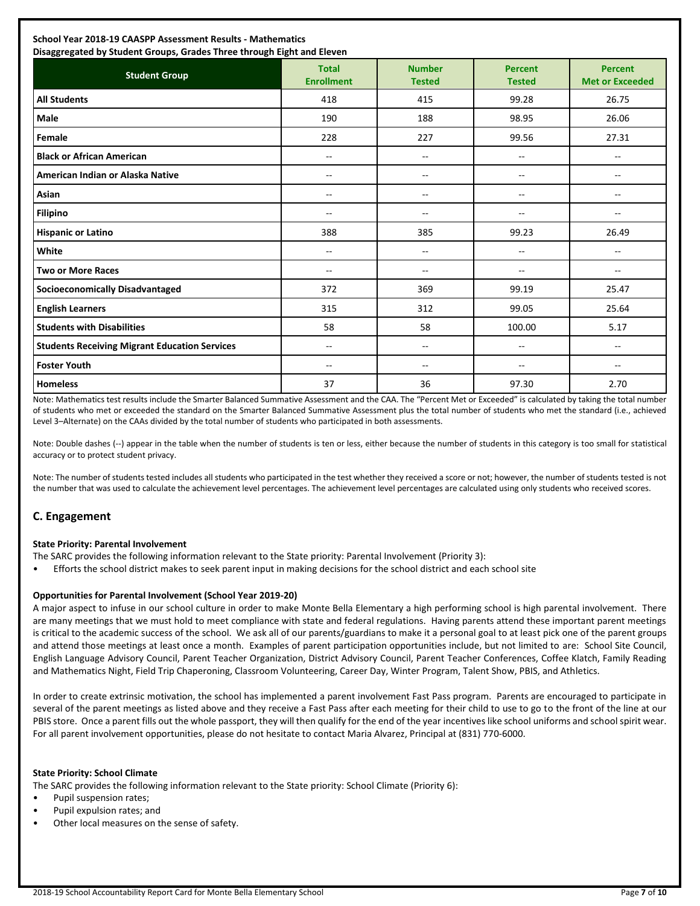**School Year 2018-19 CAASPP Assessment Results - Mathematics**
**Disaggregated by Student Groups, Grades Three through Eight and Eleven**

| Student Group | Total Enrollment | Number Tested | Percent Tested | Percent Met or Exceeded |
|---|---|---|---|---|
| **All Students** | 418 | 415 | 99.28 | 26.75 |
| **Male** | 190 | 188 | 98.95 | 26.06 |
| **Female** | 228 | 227 | 99.56 | 27.31 |
| **Black or African American** | -- | -- | -- | -- |
| **American Indian or Alaska Native** | -- | -- | -- | -- |
| **Asian** | -- | -- | -- | -- |
| **Filipino** | -- | -- | -- | -- |
| **Hispanic or Latino** | 388 | 385 | 99.23 | 26.49 |
| **White** | -- | -- | -- | -- |
| **Two or More Races** | -- | -- | -- | -- |
| **Socioeconomically Disadvantaged** | 372 | 369 | 99.19 | 25.47 |
| **English Learners** | 315 | 312 | 99.05 | 25.64 |
| **Students with Disabilities** | 58 | 58 | 100.00 | 5.17 |
| **Students Receiving Migrant Education Services** | -- | -- | -- | -- |
| **Foster Youth** | -- | -- | -- | -- |
| **Homeless** | 37 | 36 | 97.30 | 2.70 |

Note: Mathematics test results include the Smarter Balanced Summative Assessment and the CAA. The "Percent Met or Exceeded" is calculated by taking the total number of students who met or exceeded the standard on the Smarter Balanced Summative Assessment plus the total number of students who met the standard (i.e., achieved Level 3–Alternate) on the CAAs divided by the total number of students who participated in both assessments.

Note: Double dashes (--) appear in the table when the number of students is ten or less, either because the number of students in this category is too small for statistical accuracy or to protect student privacy.

Note: The number of students tested includes all students who participated in the test whether they received a score or not; however, the number of students tested is not the number that was used to calculate the achievement level percentages. The achievement level percentages are calculated using only students who received scores.

## C. Engagement

**State Priority: Parental Involvement**

The SARC provides the following information relevant to the State priority: Parental Involvement (Priority 3):

- Efforts the school district makes to seek parent input in making decisions for the school district and each school site

**Opportunities for Parental Involvement (School Year 2019-20)**

A major aspect to infuse in our school culture in order to make Monte Bella Elementary a high performing school is high parental involvement. There are many meetings that we must hold to meet compliance with state and federal regulations. Having parents attend these important parent meetings is critical to the academic success of the school. We ask all of our parents/guardians to make it a personal goal to at least pick one of the parent groups and attend those meetings at least once a month. Examples of parent participation opportunities include, but not limited to are: School Site Council, English Language Advisory Council, Parent Teacher Organization, District Advisory Council, Parent Teacher Conferences, Coffee Klatch, Family Reading and Mathematics Night, Field Trip Chaperoning, Classroom Volunteering, Career Day, Winter Program, Talent Show, PBIS, and Athletics.

In order to create extrinsic motivation, the school has implemented a parent involvement Fast Pass program. Parents are encouraged to participate in several of the parent meetings as listed above and they receive a Fast Pass after each meeting for their child to use to go to the front of the line at our PBIS store. Once a parent fills out the whole passport, they will then qualify for the end of the year incentives like school uniforms and school spirit wear. For all parent involvement opportunities, please do not hesitate to contact Maria Alvarez, Principal at (831) 770-6000.

**State Priority: School Climate**

The SARC provides the following information relevant to the State priority: School Climate (Priority 6):

- Pupil suspension rates;
- Pupil expulsion rates; and
- Other local measures on the sense of safety.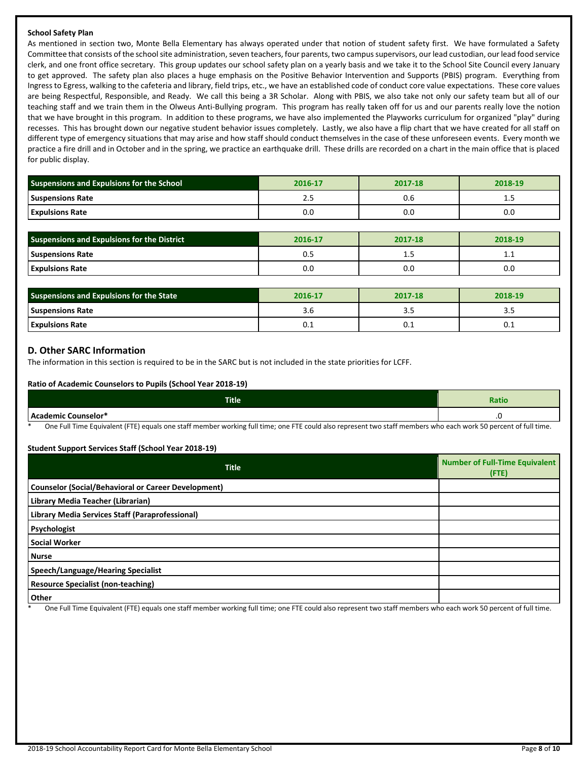**School Safety Plan**

As mentioned in section two, Monte Bella Elementary has always operated under that notion of student safety first. We have formulated a Safety Committee that consists of the school site administration, seven teachers, four parents, two campus supervisors, our lead custodian, our lead food service clerk, and one front office secretary. This group updates our school safety plan on a yearly basis and we take it to the School Site Council every January to get approved. The safety plan also places a huge emphasis on the Positive Behavior Intervention and Supports (PBIS) program. Everything from Ingress to Egress, walking to the cafeteria and library, field trips, etc., we have an established code of conduct core value expectations. These core values are being Respectful, Responsible, and Ready. We call this being a 3R Scholar. Along with PBIS, we also take not only our safety team but all of our teaching staff and we train them in the Olweus Anti-Bullying program. This program has really taken off for us and our parents really love the notion that we have brought in this program. In addition to these programs, we have also implemented the Playworks curriculum for organized "play" during recesses. This has brought down our negative student behavior issues completely. Lastly, we also have a flip chart that we have created for all staff on different type of emergency situations that may arise and how staff should conduct themselves in the case of these unforeseen events. Every month we practice a fire drill and in October and in the spring, we practice an earthquake drill. These drills are recorded on a chart in the main office that is placed for public display.

| Suspensions and Expulsions for the School | 2016-17 | 2017-18 | 2018-19 |
|---|---|---|---|
| Suspensions Rate | 2.5 | 0.6 | 1.5 |
| Expulsions Rate | 0.0 | 0.0 | 0.0 |

| Suspensions and Expulsions for the District | 2016-17 | 2017-18 | 2018-19 |
|---|---|---|---|
| Suspensions Rate | 0.5 | 1.5 | 1.1 |
| Expulsions Rate | 0.0 | 0.0 | 0.0 |

| Suspensions and Expulsions for the State | 2016-17 | 2017-18 | 2018-19 |
|---|---|---|---|
| Suspensions Rate | 3.6 | 3.5 | 3.5 |
| Expulsions Rate | 0.1 | 0.1 | 0.1 |

## D. Other SARC Information

The information in this section is required to be in the SARC but is not included in the state priorities for LCFF.

**Ratio of Academic Counselors to Pupils (School Year 2018-19)**

| Title | Ratio |
|---|---|
| Academic Counselor* | .0 |

\* One Full Time Equivalent (FTE) equals one staff member working full time; one FTE could also represent two staff members who each work 50 percent of full time.

**Student Support Services Staff (School Year 2018-19)**

| Title | Number of Full-Time Equivalent (FTE) |
|---|---|
| Counselor (Social/Behavioral or Career Development) | |
| Library Media Teacher (Librarian) | |
| Library Media Services Staff (Paraprofessional) | |
| Psychologist | |
| Social Worker | |
| Nurse | |
| Speech/Language/Hearing Specialist | |
| Resource Specialist (non-teaching) | |
| Other | |

\* One Full Time Equivalent (FTE) equals one staff member working full time; one FTE could also represent two staff members who each work 50 percent of full time.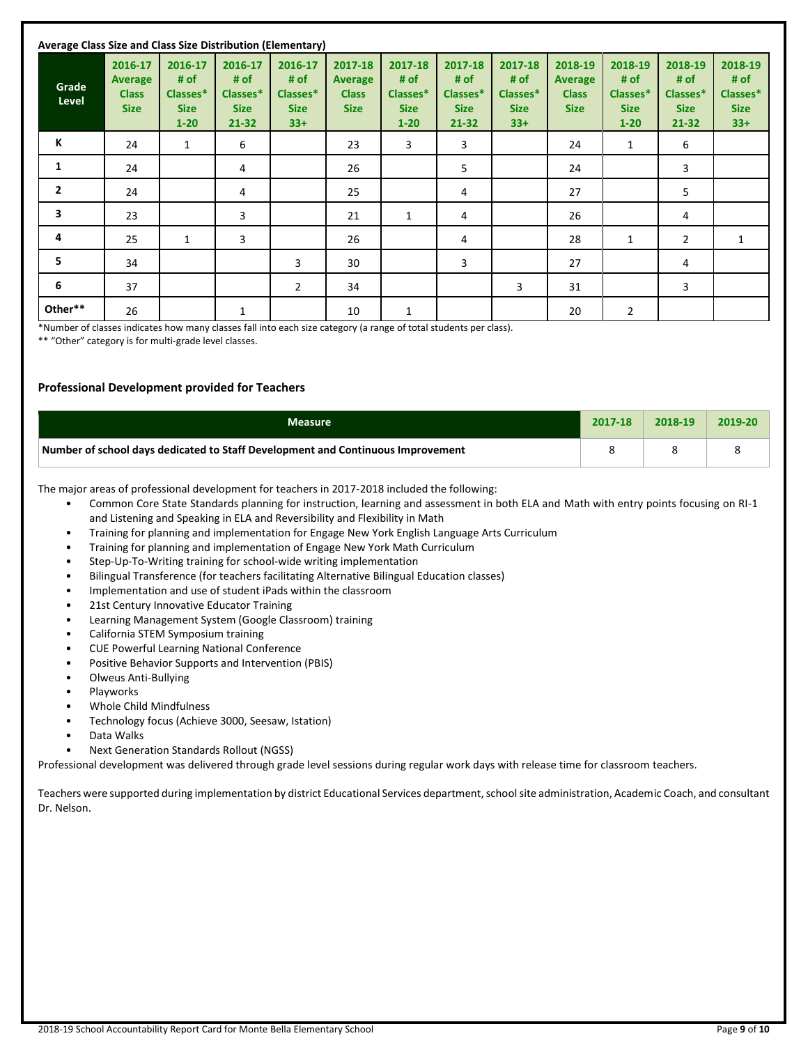**Average Class Size and Class Size Distribution (Elementary)**

| Grade Level | 2016-17 Average Class Size | 2016-17 # of Classes* Size 1-20 | 2016-17 # of Classes* Size 21-32 | 2016-17 # of Classes* Size 33+ | 2017-18 Average Class Size | 2017-18 # of Classes* Size 1-20 | 2017-18 # of Classes* Size 21-32 | 2017-18 # of Classes* Size 33+ | 2018-19 Average Class Size | 2018-19 # of Classes* Size 1-20 | 2018-19 # of Classes* Size 21-32 | 2018-19 # of Classes* Size 33+ |
|---|---|---|---|---|---|---|---|---|---|---|---|---|
| K | 24 | 1 | 6 | | 23 | 3 | 3 | | 24 | 1 | 6 | |
| 1 | 24 | | 4 | | 26 | | 5 | | 24 | | 3 | |
| 2 | 24 | | 4 | | 25 | | 4 | | 27 | | 5 | |
| 3 | 23 | | 3 | | 21 | 1 | 4 | | 26 | | 4 | |
| 4 | 25 | 1 | 3 | | 26 | | 4 | | 28 | 1 | 2 | 1 |
| 5 | 34 | | | 3 | 30 | | 3 | | 27 | | 4 | |
| 6 | 37 | | | 2 | 34 | | | 3 | 31 | | 3 | |
| Other** | 26 | | 1 | | 10 | 1 | | | 20 | 2 | | |

*Number of classes indicates how many classes fall into each size category (a range of total students per class).

** "Other" category is for multi-grade level classes.

**Professional Development provided for Teachers**

| Measure | 2017-18 | 2018-19 | 2019-20 |
|---|---|---|---|
| Number of school days dedicated to Staff Development and Continuous Improvement | 8 | 8 | 8 |

The major areas of professional development for teachers in 2017-2018 included the following:

- Common Core State Standards planning for instruction, learning and assessment in both ELA and Math with entry points focusing on RI-1 and Listening and Speaking in ELA and Reversibility and Flexibility in Math
- Training for planning and implementation for Engage New York English Language Arts Curriculum
- Training for planning and implementation of Engage New York Math Curriculum
- Step-Up-To-Writing training for school-wide writing implementation
- Bilingual Transference (for teachers facilitating Alternative Bilingual Education classes)
- Implementation and use of student iPads within the classroom
- 21st Century Innovative Educator Training
- Learning Management System (Google Classroom) training
- California STEM Symposium training
- CUE Powerful Learning National Conference
- Positive Behavior Supports and Intervention (PBIS)
- Olweus Anti-Bullying
- Playworks
- Whole Child Mindfulness
- Technology focus (Achieve 3000, Seesaw, Istation)
- Data Walks
- Next Generation Standards Rollout (NGSS)

Professional development was delivered through grade level sessions during regular work days with release time for classroom teachers.

Teachers were supported during implementation by district Educational Services department, school site administration, Academic Coach, and consultant Dr. Nelson.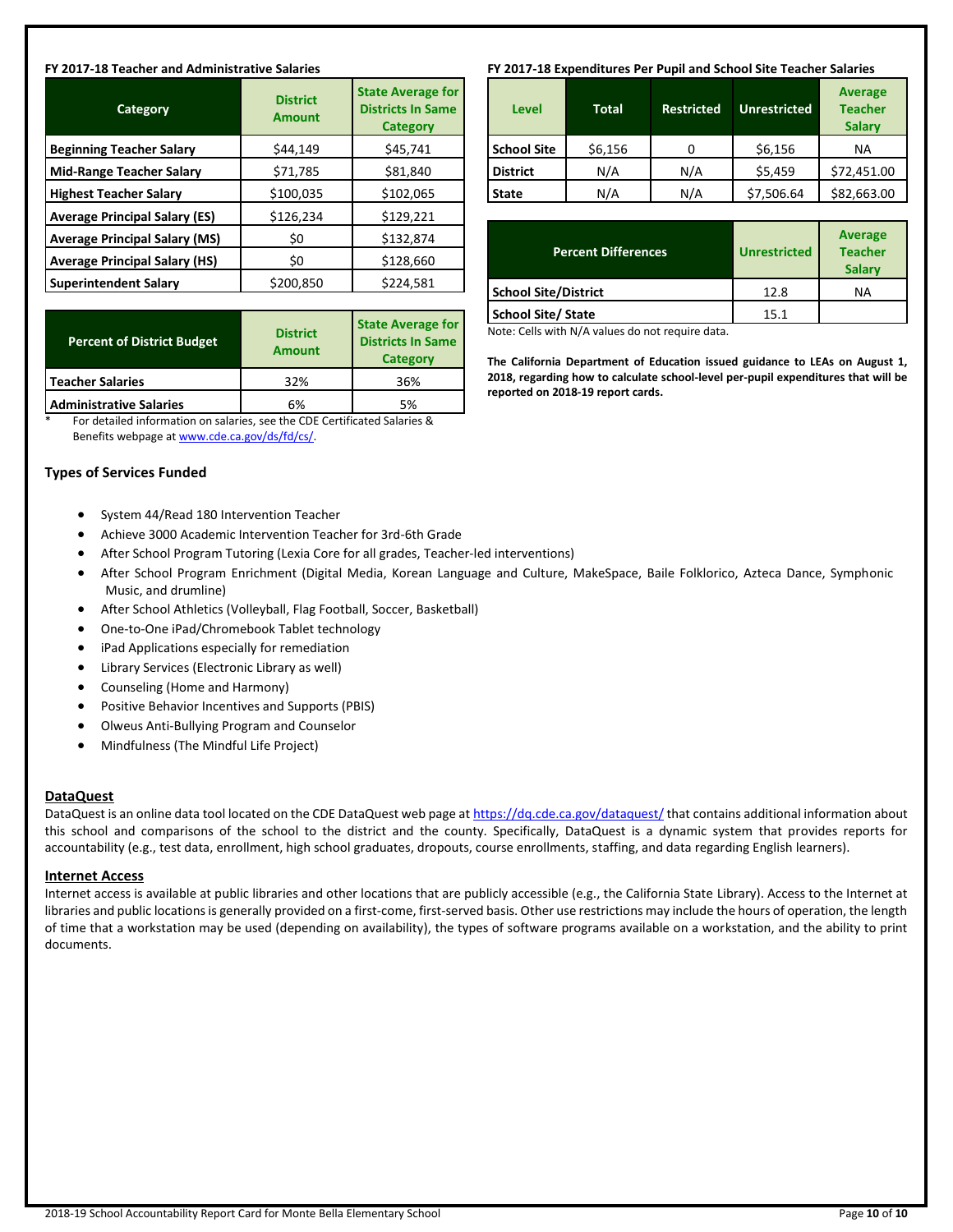**FY 2017-18 Teacher and Administrative Salaries**

| Category | District Amount | State Average for Districts In Same Category |
|---|---|---|
| Beginning Teacher Salary | $44,149 | $45,741 |
| Mid-Range Teacher Salary | $71,785 | $81,840 |
| Highest Teacher Salary | $100,035 | $102,065 |
| Average Principal Salary (ES) | $126,234 | $129,221 |
| Average Principal Salary (MS) | $0 | $132,874 |
| Average Principal Salary (HS) | $0 | $128,660 |
| Superintendent Salary | $200,850 | $224,581 |

| Percent of District Budget | District Amount | State Average for Districts In Same Category |
|---|---|---|
| Teacher Salaries | 32% | 36% |
| Administrative Salaries | 6% | 5% |

\* For detailed information on salaries, see the CDE Certificated Salaries & Benefits webpage at www.cde.ca.gov/ds/fd/cs/.

**FY 2017-18 Expenditures Per Pupil and School Site Teacher Salaries**

| Level | Total | Restricted | Unrestricted | Average Teacher Salary |
|---|---|---|---|---|
| School Site | $6,156 | 0 | $6,156 | NA |
| District | N/A | N/A | $5,459 | $72,451.00 |
| State | N/A | N/A | $7,506.64 | $82,663.00 |

| Percent Differences | Unrestricted | Average Teacher Salary |
|---|---|---|
| School Site/District | 12.8 | NA |
| School Site/ State | 15.1 | |

Note: Cells with N/A values do not require data.

**The California Department of Education issued guidance to LEAs on August 1, 2018, regarding how to calculate school-level per-pupil expenditures that will be reported on 2018-19 report cards.**

### Types of Services Funded

- System 44/Read 180 Intervention Teacher
- Achieve 3000 Academic Intervention Teacher for 3rd-6th Grade
- After School Program Tutoring (Lexia Core for all grades, Teacher-led interventions)
- After School Program Enrichment (Digital Media, Korean Language and Culture, MakeSpace, Baile Folklorico, Azteca Dance, Symphonic Music, and drumline)
- After School Athletics (Volleyball, Flag Football, Soccer, Basketball)
- One-to-One iPad/Chromebook Tablet technology
- iPad Applications especially for remediation
- Library Services (Electronic Library as well)
- Counseling (Home and Harmony)
- Positive Behavior Incentives and Supports (PBIS)
- Olweus Anti-Bullying Program and Counselor
- Mindfulness (The Mindful Life Project)

### DataQuest

DataQuest is an online data tool located on the CDE DataQuest web page at https://dq.cde.ca.gov/dataquest/ that contains additional information about this school and comparisons of the school to the district and the county. Specifically, DataQuest is a dynamic system that provides reports for accountability (e.g., test data, enrollment, high school graduates, dropouts, course enrollments, staffing, and data regarding English learners).

### Internet Access

Internet access is available at public libraries and other locations that are publicly accessible (e.g., the California State Library). Access to the Internet at libraries and public locations is generally provided on a first-come, first-served basis. Other use restrictions may include the hours of operation, the length of time that a workstation may be used (depending on availability), the types of software programs available on a workstation, and the ability to print documents.